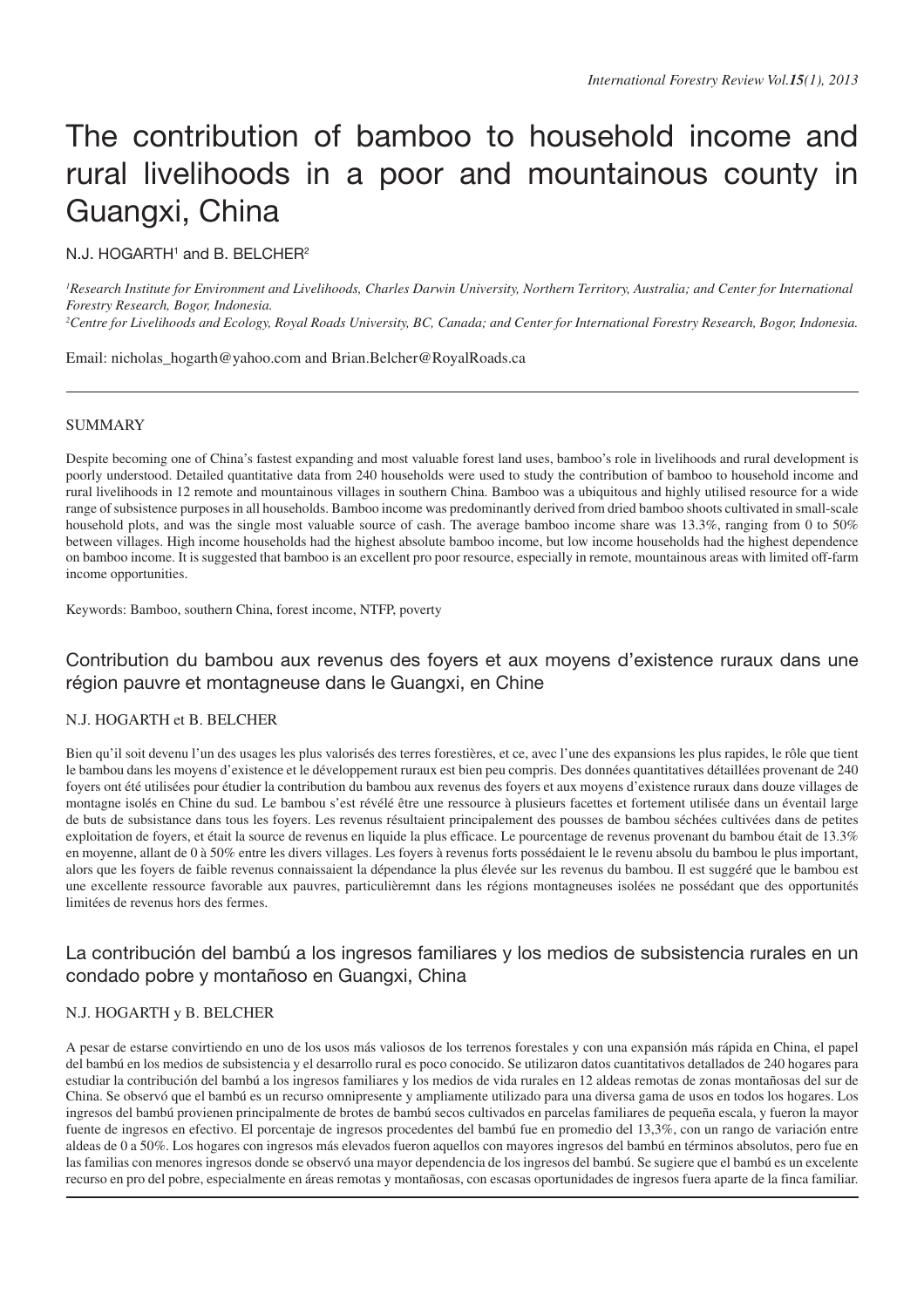# The contribution of bamboo to household income and rural livelihoods in a poor and mountainous county in Guangxi, China

N.J. HOGARTH[1] and B. BELCHER[2]

*[1]Research Institute for Environment and Livelihoods, Charles Darwin University, Northern Territory, Australia; and Center for International Forestry Research, Bogor, Indonesia.*
*[2]Centre for Livelihoods and Ecology, Royal Roads University, BC, Canada; and Center for International Forestry Research, Bogor, Indonesia.*

Email: nicholas_hogarth@yahoo.com and Brian.Belcher@RoyalRoads.ca

## SUMMARY

Despite becoming one of China's fastest expanding and most valuable forest land uses, bamboo's role in livelihoods and rural development is poorly understood. Detailed quantitative data from 240 households were used to study the contribution of bamboo to household income and rural livelihoods in 12 remote and mountainous villages in southern China. Bamboo was a ubiquitous and highly utilised resource for a wide range of subsistence purposes in all households. Bamboo income was predominantly derived from dried bamboo shoots cultivated in small-scale household plots, and was the single most valuable source of cash. The average bamboo income share was 13.3%, ranging from 0 to 50% between villages. High income households had the highest absolute bamboo income, but low income households had the highest dependence on bamboo income. It is suggested that bamboo is an excellent pro poor resource, especially in remote, mountainous areas with limited off-farm income opportunities.

Keywords: Bamboo, southern China, forest income, NTFP, poverty

## Contribution du bambou aux revenus des foyers et aux moyens d'existence ruraux dans une région pauvre et montagneuse dans le Guangxi, en Chine

N.J. HOGARTH et B. BELCHER

Bien qu'il soit devenu l'un des usages les plus valorisés des terres forestières, et ce, avec l'une des expansions les plus rapides, le rôle que tient le bambou dans les moyens d'existence et le développement ruraux est bien peu compris. Des données quantitatives détaillées provenant de 240 foyers ont été utilisées pour étudier la contribution du bambou aux revenus des foyers et aux moyens d'existence ruraux dans douze villages de montagne isolés en Chine du sud. Le bambou s'est révélé être une ressource à plusieurs facettes et fortement utilisée dans un éventail large de buts de subsistance dans tous les foyers. Les revenus résultaient principalement des pousses de bambou séchées cultivées dans de petites exploitation de foyers, et était la source de revenus en liquide la plus efficace. Le pourcentage de revenus provenant du bambou était de 13.3% en moyenne, allant de 0 à 50% entre les divers villages. Les foyers à revenus forts possédaient le revenu absolu du bambou le plus important, alors que les foyers de faible revenus connaissaient la dépendance la plus élevée sur les revenus du bambou. Il est suggéré que le bambou est une excellente ressource favorable aux pauvres, particulièremnt dans les régions montagneuses isolées ne possédant que des opportunités limitées de revenus hors des fermes.

## La contribución del bambú a los ingresos familiares y los medios de subsistencia rurales en un condado pobre y montañoso en Guangxi, China

N.J. HOGARTH y B. BELCHER

A pesar de estarse convirtiendo en uno de los usos más valiosos de los terrenos forestales y con una expansión más rápida en China, el papel del bambú en los medios de subsistencia y el desarrollo rural es poco conocido. Se utilizaron datos cuantitativos detallados de 240 hogares para estudiar la contribución del bambú a los ingresos familiares y los medios de vida rurales en 12 aldeas remotas de zonas montañosas del sur de China. Se observó que el bambú es un recurso omnipresente y ampliamente utilizado para una diversa gama de usos en todos los hogares. Los ingresos del bambú provienen principalmente de brotes de bambú secos cultivados en parcelas familiares de pequeña escala, y fueron la mayor fuente de ingresos en efectivo. El porcentaje de ingresos procedentes del bambú fue en promedio del 13,3%, con un rango de variación entre aldeas de 0 a 50%. Los hogares con ingresos más elevados fueron aquellos con mayores ingresos del bambú en términos absolutos, pero fue en las familias con menores ingresos donde se observó una mayor dependencia de los ingresos del bambú. Se sugiere que el bambú es un excelente recurso en pro del pobre, especialmente en áreas remotas y montañosas, con escasas oportunidades de ingresos fuera aparte de la finca familiar.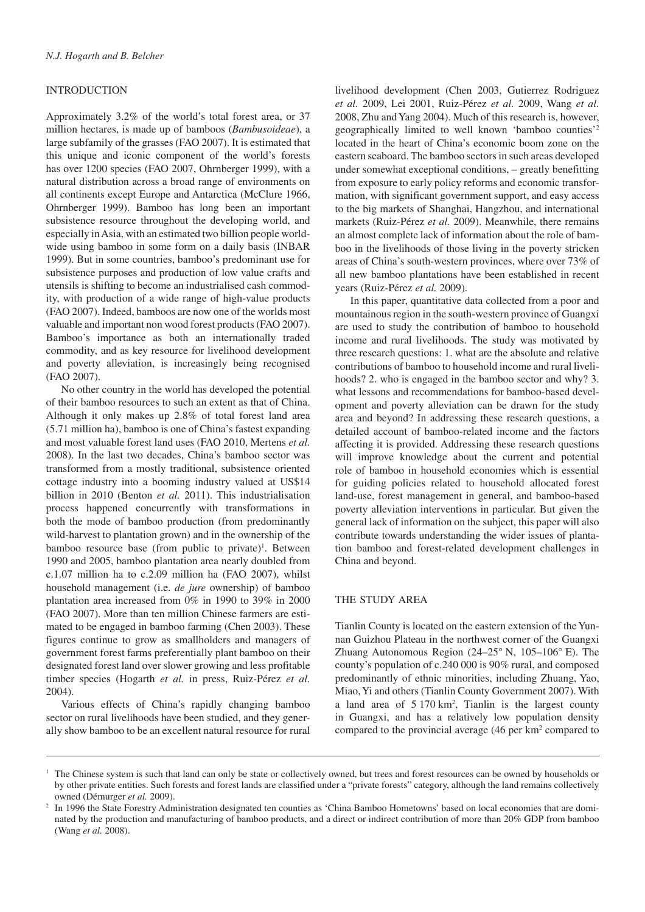## INTRODUCTION

Approximately 3.2% of the world's total forest area, or 37 million hectares, is made up of bamboos (*Bambusoideae*), a large subfamily of the grasses (FAO 2007). It is estimated that this unique and iconic component of the world's forests has over 1200 species (FAO 2007, Ohrnberger 1999), with a natural distribution across a broad range of environments on all continents except Europe and Antarctica (McClure 1966, Ohrnberger 1999). Bamboo has long been an important subsistence resource throughout the developing world, and especially in Asia, with an estimated two billion people worldwide using bamboo in some form on a daily basis (INBAR 1999). But in some countries, bamboo's predominant use for subsistence purposes and production of low value crafts and utensils is shifting to become an industrialised cash commodity, with production of a wide range of high-value products (FAO 2007). Indeed, bamboos are now one of the worlds most valuable and important non wood forest products (FAO 2007). Bamboo's importance as both an internationally traded commodity, and as key resource for livelihood development and poverty alleviation, is increasingly being recognised (FAO 2007).

No other country in the world has developed the potential of their bamboo resources to such an extent as that of China. Although it only makes up 2.8% of total forest land area (5.71 million ha), bamboo is one of China's fastest expanding and most valuable forest land uses (FAO 2010, Mertens *et al.* 2008). In the last two decades, China's bamboo sector was transformed from a mostly traditional, subsistence oriented cottage industry into a booming industry valued at US$14 billion in 2010 (Benton *et al.* 2011). This industrialisation process happened concurrently with transformations in both the mode of bamboo production (from predominantly wild-harvest to plantation grown) and in the ownership of the bamboo resource base (from public to private)[1]. Between 1990 and 2005, bamboo plantation area nearly doubled from c.1.07 million ha to c.2.09 million ha (FAO 2007), whilst household management (i.e. *de jure* ownership) of bamboo plantation area increased from 0% in 1990 to 39% in 2000 (FAO 2007). More than ten million Chinese farmers are estimated to be engaged in bamboo farming (Chen 2003). These figures continue to grow as smallholders and managers of government forest farms preferentially plant bamboo on their designated forest land over slower growing and less profitable timber species (Hogarth *et al.* in press, Ruiz-Pérez *et al.* 2004).

Various effects of China's rapidly changing bamboo sector on rural livelihoods have been studied, and they generally show bamboo to be an excellent natural resource for rural livelihood development (Chen 2003, Gutierrez Rodriguez *et al.* 2009, Lei 2001, Ruiz-Pérez *et al.* 2009, Wang *et al.* 2008, Zhu and Yang 2004). Much of this research is, however, geographically limited to well known 'bamboo counties'[2] located in the heart of China's economic boom zone on the eastern seaboard. The bamboo sectors in such areas developed under somewhat exceptional conditions, – greatly benefitting from exposure to early policy reforms and economic transformation, with significant government support, and easy access to the big markets of Shanghai, Hangzhou, and international markets (Ruiz-Pérez *et al.* 2009). Meanwhile, there remains an almost complete lack of information about the role of bamboo in the livelihoods of those living in the poverty stricken areas of China's south-western provinces, where over 73% of all new bamboo plantations have been established in recent years (Ruiz-Pérez *et al.* 2009).

In this paper, quantitative data collected from a poor and mountainous region in the south-western province of Guangxi are used to study the contribution of bamboo to household income and rural livelihoods. The study was motivated by three research questions: 1. what are the absolute and relative contributions of bamboo to household income and rural livelihoods? 2. who is engaged in the bamboo sector and why? 3. what lessons and recommendations for bamboo-based development and poverty alleviation can be drawn for the study area and beyond? In addressing these research questions, a detailed account of bamboo-related income and the factors affecting it is provided. Addressing these research questions will improve knowledge about the current and potential role of bamboo in household economies which is essential for guiding policies related to household allocated forest land-use, forest management in general, and bamboo-based poverty alleviation interventions in particular. But given the general lack of information on the subject, this paper will also contribute towards understanding the wider issues of plantation bamboo and forest-related development challenges in China and beyond.

## THE STUDY AREA

Tianlin County is located on the eastern extension of the Yunnan Guizhou Plateau in the northwest corner of the Guangxi Zhuang Autonomous Region (24–25° N, 105–106° E). The county's population of c.240 000 is 90% rural, and composed predominantly of ethnic minorities, including Zhuang, Yao, Miao, Yi and others (Tianlin County Government 2007). With a land area of 5 170 km$^2$, Tianlin is the largest county in Guangxi, and has a relatively low population density compared to the provincial average (46 per km$^2$ compared to

---

[1] The Chinese system is such that land can only be state or collectively owned, but trees and forest resources can be owned by households or by other private entities. Such forests and forest lands are classified under a "private forests" category, although the land remains collectively owned (Démurger *et al.* 2009).

[2] In 1996 the State Forestry Administration designated ten counties as 'China Bamboo Hometowns' based on local economies that are dominated by the production and manufacturing of bamboo products, and a direct or indirect contribution of more than 20% GDP from bamboo (Wang *et al.* 2008).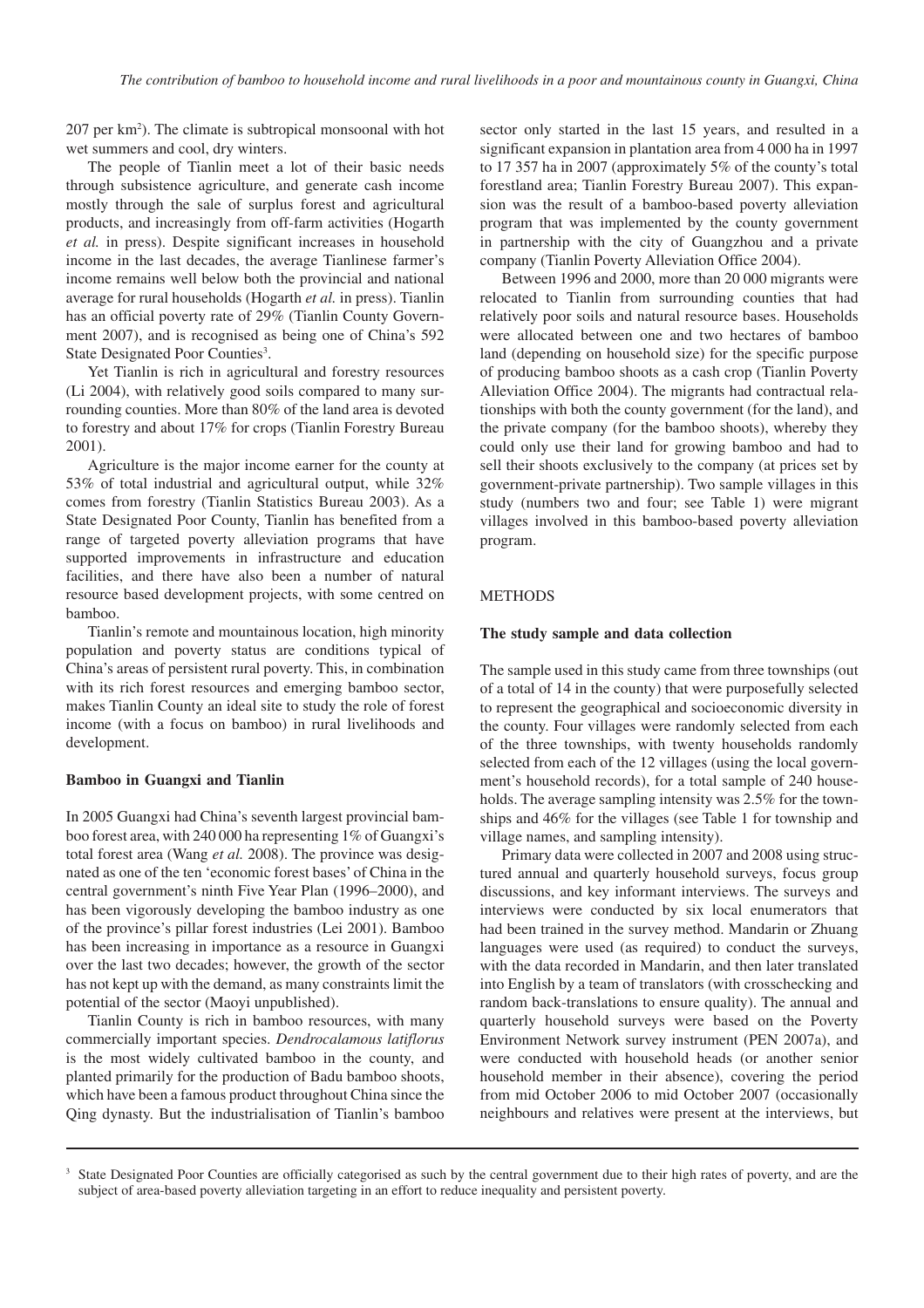207 per km$^2$). The climate is subtropical monsoonal with hot wet summers and cool, dry winters.

The people of Tianlin meet a lot of their basic needs through subsistence agriculture, and generate cash income mostly through the sale of surplus forest and agricultural products, and increasingly from off-farm activities (Hogarth *et al.* in press). Despite significant increases in household income in the last decades, the average Tianlinese farmer's income remains well below both the provincial and national average for rural households (Hogarth *et al.* in press). Tianlin has an official poverty rate of 29% (Tianlin County Government 2007), and is recognised as being one of China's 592 State Designated Poor Counties[3].

Yet Tianlin is rich in agricultural and forestry resources (Li 2004), with relatively good soils compared to many surrounding counties. More than 80% of the land area is devoted to forestry and about 17% for crops (Tianlin Forestry Bureau 2001).

Agriculture is the major income earner for the county at 53% of total industrial and agricultural output, while 32% comes from forestry (Tianlin Statistics Bureau 2003). As a State Designated Poor County, Tianlin has benefited from a range of targeted poverty alleviation programs that have supported improvements in infrastructure and education facilities, and there have also been a number of natural resource based development projects, with some centred on bamboo.

Tianlin's remote and mountainous location, high minority population and poverty status are conditions typical of China's areas of persistent rural poverty. This, in combination with its rich forest resources and emerging bamboo sector, makes Tianlin County an ideal site to study the role of forest income (with a focus on bamboo) in rural livelihoods and development.

### Bamboo in Guangxi and Tianlin

In 2005 Guangxi had China's seventh largest provincial bamboo forest area, with 240 000 ha representing 1% of Guangxi's total forest area (Wang *et al.* 2008). The province was designated as one of the ten 'economic forest bases' of China in the central government's ninth Five Year Plan (1996–2000), and has been vigorously developing the bamboo industry as one of the province's pillar forest industries (Lei 2001). Bamboo has been increasing in importance as a resource in Guangxi over the last two decades; however, the growth of the sector has not kept up with the demand, as many constraints limit the potential of the sector (Maoyi unpublished).

Tianlin County is rich in bamboo resources, with many commercially important species. *Dendrocalamous latiflorus* is the most widely cultivated bamboo in the county, and planted primarily for the production of Badu bamboo shoots, which have been a famous product throughout China since the Qing dynasty. But the industrialisation of Tianlin's bamboo sector only started in the last 15 years, and resulted in a significant expansion in plantation area from 4 000 ha in 1997 to 17 357 ha in 2007 (approximately 5% of the county's total forestland area; Tianlin Forestry Bureau 2007). This expansion was the result of a bamboo-based poverty alleviation program that was implemented by the county government in partnership with the city of Guangzhou and a private company (Tianlin Poverty Alleviation Office 2004).

Between 1996 and 2000, more than 20 000 migrants were relocated to Tianlin from surrounding counties that had relatively poor soils and natural resource bases. Households were allocated between one and two hectares of bamboo land (depending on household size) for the specific purpose of producing bamboo shoots as a cash crop (Tianlin Poverty Alleviation Office 2004). The migrants had contractual relationships with both the county government (for the land), and the private company (for the bamboo shoots), whereby they could only use their land for growing bamboo and had to sell their shoots exclusively to the company (at prices set by government-private partnership). Two sample villages in this study (numbers two and four; see Table 1) were migrant villages involved in this bamboo-based poverty alleviation program.

## METHODS

### The study sample and data collection

The sample used in this study came from three townships (out of a total of 14 in the county) that were purposefully selected to represent the geographical and socioeconomic diversity in the county. Four villages were randomly selected from each of the three townships, with twenty households randomly selected from each of the 12 villages (using the local government's household records), for a total sample of 240 households. The average sampling intensity was 2.5% for the townships and 46% for the villages (see Table 1 for township and village names, and sampling intensity).

Primary data were collected in 2007 and 2008 using structured annual and quarterly household surveys, focus group discussions, and key informant interviews. The surveys and interviews were conducted by six local enumerators that had been trained in the survey method. Mandarin or Zhuang languages were used (as required) to conduct the surveys, with the data recorded in Mandarin, and then later translated into English by a team of translators (with crosschecking and random back-translations to ensure quality). The annual and quarterly household surveys were based on the Poverty Environment Network survey instrument (PEN 2007a), and were conducted with household heads (or another senior household member in their absence), covering the period from mid October 2006 to mid October 2007 (occasionally neighbours and relatives were present at the interviews, but

[3] State Designated Poor Counties are officially categorised as such by the central government due to their high rates of poverty, and are the subject of area-based poverty alleviation targeting in an effort to reduce inequality and persistent poverty.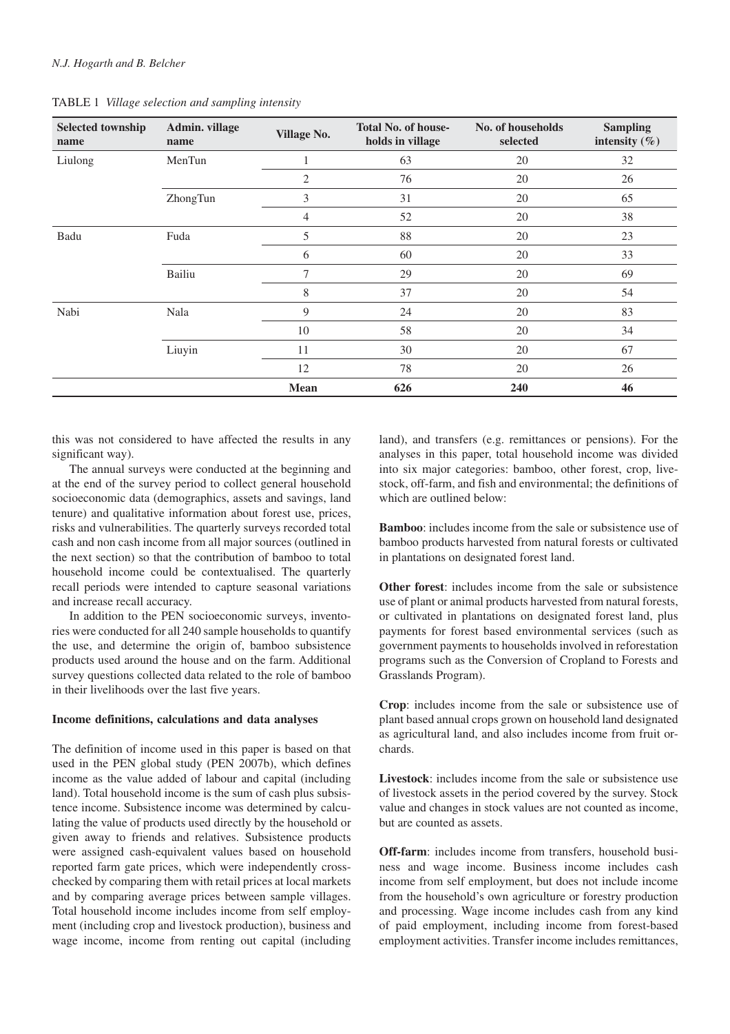TABLE 1 *Village selection and sampling intensity*

| Selected township name | Admin. village name | Village No. | Total No. of households in village | No. of households selected | Sampling intensity (%) |
|---|---|---|---|---|---|
| Liulong | MenTun | 1 | 63 | 20 | 32 |
| | | 2 | 76 | 20 | 26 |
| | ZhongTun | 3 | 31 | 20 | 65 |
| | | 4 | 52 | 20 | 38 |
| Badu | Fuda | 5 | 88 | 20 | 23 |
| | | 6 | 60 | 20 | 33 |
| | Bailiu | 7 | 29 | 20 | 69 |
| | | 8 | 37 | 20 | 54 |
| Nabi | Nala | 9 | 24 | 20 | 83 |
| | | 10 | 58 | 20 | 34 |
| | Liuyin | 11 | 30 | 20 | 67 |
| | | 12 | 78 | 20 | 26 |
| | | **Mean** | **626** | **240** | **46** |

this was not considered to have affected the results in any significant way).

The annual surveys were conducted at the beginning and at the end of the survey period to collect general household socioeconomic data (demographics, assets and savings, land tenure) and qualitative information about forest use, prices, risks and vulnerabilities. The quarterly surveys recorded total cash and non cash income from all major sources (outlined in the next section) so that the contribution of bamboo to total household income could be contextualised. The quarterly recall periods were intended to capture seasonal variations and increase recall accuracy.

In addition to the PEN socioeconomic surveys, inventories were conducted for all 240 sample households to quantify the use, and determine the origin of, bamboo subsistence products used around the house and on the farm. Additional survey questions collected data related to the role of bamboo in their livelihoods over the last five years.

### Income definitions, calculations and data analyses

The definition of income used in this paper is based on that used in the PEN global study (PEN 2007b), which defines income as the value added of labour and capital (including land). Total household income is the sum of cash plus subsistence income. Subsistence income was determined by calculating the value of products used directly by the household or given away to friends and relatives. Subsistence products were assigned cash-equivalent values based on household reported farm gate prices, which were independently cross-checked by comparing them with retail prices at local markets and by comparing average prices between sample villages. Total household income includes income from self employment (including crop and livestock production), business and wage income, income from renting out capital (including land), and transfers (e.g. remittances or pensions). For the analyses in this paper, total household income was divided into six major categories: bamboo, other forest, crop, livestock, off-farm, and fish and environmental; the definitions of which are outlined below:

**Bamboo**: includes income from the sale or subsistence use of bamboo products harvested from natural forests or cultivated in plantations on designated forest land.

**Other forest**: includes income from the sale or subsistence use of plant or animal products harvested from natural forests, or cultivated in plantations on designated forest land, plus payments for forest based environmental services (such as government payments to households involved in reforestation programs such as the Conversion of Cropland to Forests and Grasslands Program).

**Crop**: includes income from the sale or subsistence use of plant based annual crops grown on household land designated as agricultural land, and also includes income from fruit orchards.

**Livestock**: includes income from the sale or subsistence use of livestock assets in the period covered by the survey. Stock value and changes in stock values are not counted as income, but are counted as assets.

**Off-farm**: includes income from transfers, household business and wage income. Business income includes cash income from self employment, but does not include income from the household's own agriculture or forestry production and processing. Wage income includes cash from any kind of paid employment, including income from forest-based employment activities. Transfer income includes remittances,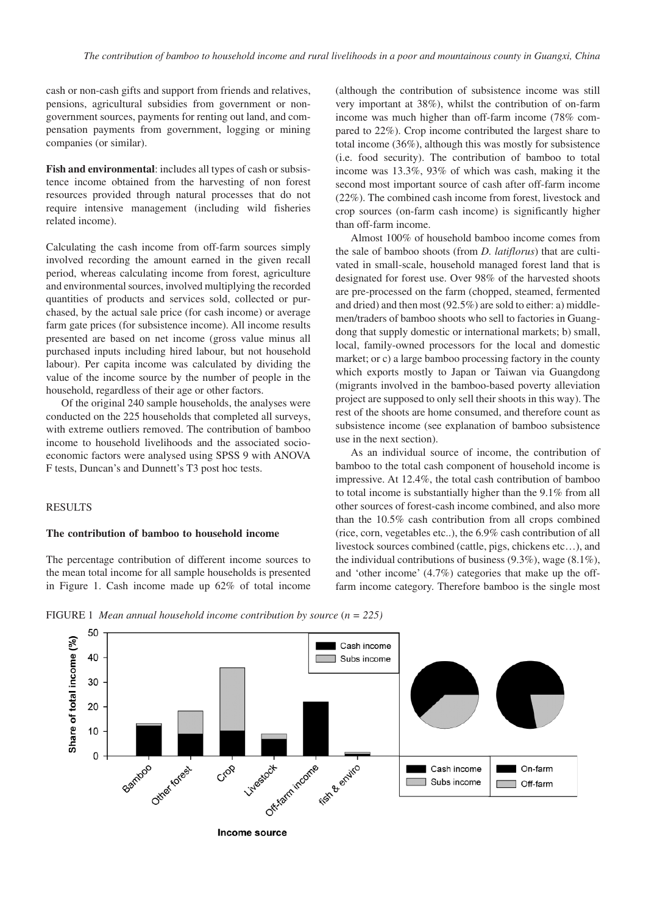cash or non-cash gifts and support from friends and relatives, pensions, agricultural subsidies from government or non-government sources, payments for renting out land, and compensation payments from government, logging or mining companies (or similar).

**Fish and environmental**: includes all types of cash or subsistence income obtained from the harvesting of non forest resources provided through natural processes that do not require intensive management (including wild fisheries related income).

Calculating the cash income from off-farm sources simply involved recording the amount earned in the given recall period, whereas calculating income from forest, agriculture and environmental sources, involved multiplying the recorded quantities of products and services sold, collected or purchased, by the actual sale price (for cash income) or average farm gate prices (for subsistence income). All income results presented are based on net income (gross value minus all purchased inputs including hired labour, but not household labour). Per capita income was calculated by dividing the value of the income source by the number of people in the household, regardless of their age or other factors.

Of the original 240 sample households, the analyses were conducted on the 225 households that completed all surveys, with extreme outliers removed. The contribution of bamboo income to household livelihoods and the associated socio-economic factors were analysed using SPSS 9 with ANOVA F tests, Duncan's and Dunnett's T3 post hoc tests.

## RESULTS

### The contribution of bamboo to household income

The percentage contribution of different income sources to the mean total income for all sample households is presented in Figure 1. Cash income made up 62% of total income (although the contribution of subsistence income was still very important at 38%), whilst the contribution of on-farm income was much higher than off-farm income (78% compared to 22%). Crop income contributed the largest share to total income (36%), although this was mostly for subsistence (i.e. food security). The contribution of bamboo to total income was 13.3%, 93% of which was cash, making it the second most important source of cash after off-farm income (22%). The combined cash income from forest, livestock and crop sources (on-farm cash income) is significantly higher than off-farm income.

Almost 100% of household bamboo income comes from the sale of bamboo shoots (from *D. latiflorus*) that are cultivated in small-scale, household managed forest land that is designated for forest use. Over 98% of the harvested shoots are pre-processed on the farm (chopped, steamed, fermented and dried) and then most (92.5%) are sold to either: a) middlemen/traders of bamboo shoots who sell to factories in Guangdong that supply domestic or international markets; b) small, local, family-owned processors for the local and domestic market; or c) a large bamboo processing factory in the county which exports mostly to Japan or Taiwan via Guangdong (migrants involved in the bamboo-based poverty alleviation project are supposed to only sell their shoots in this way). The rest of the shoots are home consumed, and therefore count as subsistence income (see explanation of bamboo subsistence use in the next section).

As an individual source of income, the contribution of bamboo to the total cash component of household income is impressive. At 12.4%, the total cash contribution of bamboo to total income is substantially higher than the 9.1% from all other sources of forest-cash income combined, and also more than the 10.5% cash contribution from all crops combined (rice, corn, vegetables etc..), the 6.9% cash contribution of all livestock sources combined (cattle, pigs, chickens etc…), and the individual contributions of business (9.3%), wage (8.1%), and 'other income' (4.7%) categories that make up the off-farm income category. Therefore bamboo is the single most

FIGURE 1 *Mean annual household income contribution by source (n = 225)*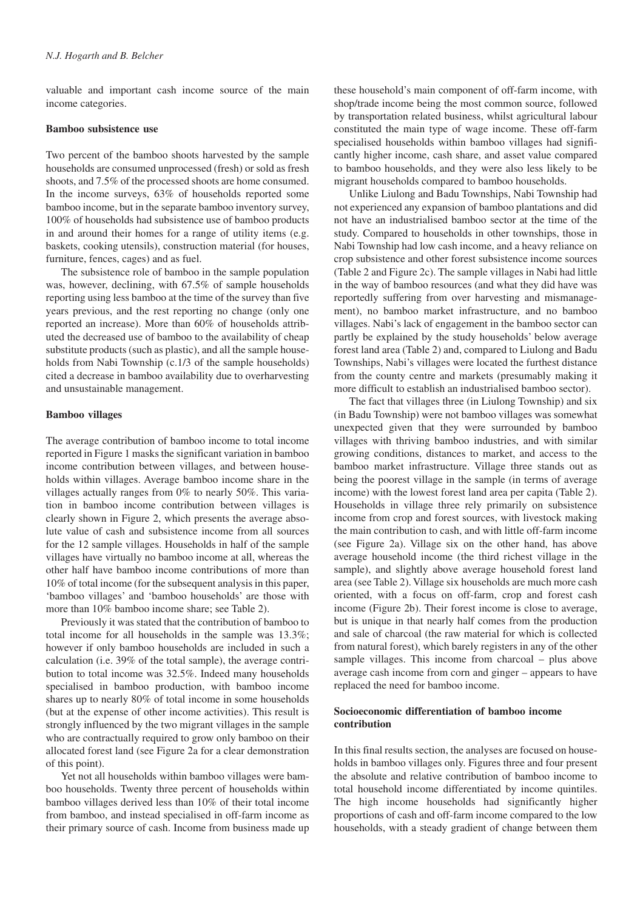valuable and important cash income source of the main income categories.

### Bamboo subsistence use

Two percent of the bamboo shoots harvested by the sample households are consumed unprocessed (fresh) or sold as fresh shoots, and 7.5% of the processed shoots are home consumed. In the income surveys, 63% of households reported some bamboo income, but in the separate bamboo inventory survey, 100% of households had subsistence use of bamboo products in and around their homes for a range of utility items (e.g. baskets, cooking utensils), construction material (for houses, furniture, fences, cages) and as fuel.

The subsistence role of bamboo in the sample population was, however, declining, with 67.5% of sample households reporting using less bamboo at the time of the survey than five years previous, and the rest reporting no change (only one reported an increase). More than 60% of households attributed the decreased use of bamboo to the availability of cheap substitute products (such as plastic), and all the sample households from Nabi Township (c.1/3 of the sample households) cited a decrease in bamboo availability due to overharvesting and unsustainable management.

### Bamboo villages

The average contribution of bamboo income to total income reported in Figure 1 masks the significant variation in bamboo income contribution between villages, and between households within villages. Average bamboo income share in the villages actually ranges from 0% to nearly 50%. This variation in bamboo income contribution between villages is clearly shown in Figure 2, which presents the average absolute value of cash and subsistence income from all sources for the 12 sample villages. Households in half of the sample villages have virtually no bamboo income at all, whereas the other half have bamboo income contributions of more than 10% of total income (for the subsequent analysis in this paper, 'bamboo villages' and 'bamboo households' are those with more than 10% bamboo income share; see Table 2).

Previously it was stated that the contribution of bamboo to total income for all households in the sample was 13.3%; however if only bamboo households are included in such a calculation (i.e. 39% of the total sample), the average contribution to total income was 32.5%. Indeed many households specialised in bamboo production, with bamboo income shares up to nearly 80% of total income in some households (but at the expense of other income activities). This result is strongly influenced by the two migrant villages in the sample who are contractually required to grow only bamboo on their allocated forest land (see Figure 2a for a clear demonstration of this point).

Yet not all households within bamboo villages were bamboo households. Twenty three percent of households within bamboo villages derived less than 10% of their total income from bamboo, and instead specialised in off-farm income as their primary source of cash. Income from business made up these household's main component of off-farm income, with shop/trade income being the most common source, followed by transportation related business, whilst agricultural labour constituted the main type of wage income. These off-farm specialised households within bamboo villages had significantly higher income, cash share, and asset value compared to bamboo households, and they were also less likely to be migrant households compared to bamboo households.

Unlike Liulong and Badu Townships, Nabi Township had not experienced any expansion of bamboo plantations and did not have an industrialised bamboo sector at the time of the study. Compared to households in other townships, those in Nabi Township had low cash income, and a heavy reliance on crop subsistence and other forest subsistence income sources (Table 2 and Figure 2c). The sample villages in Nabi had little in the way of bamboo resources (and what they did have was reportedly suffering from over harvesting and mismanagement), no bamboo market infrastructure, and no bamboo villages. Nabi's lack of engagement in the bamboo sector can partly be explained by the study households' below average forest land area (Table 2) and, compared to Liulong and Badu Townships, Nabi's villages were located the furthest distance from the county centre and markets (presumably making it more difficult to establish an industrialised bamboo sector).

The fact that villages three (in Liulong Township) and six (in Badu Township) were not bamboo villages was somewhat unexpected given that they were surrounded by bamboo villages with thriving bamboo industries, and with similar growing conditions, distances to market, and access to the bamboo market infrastructure. Village three stands out as being the poorest village in the sample (in terms of average income) with the lowest forest land area per capita (Table 2). Households in village three rely primarily on subsistence income from crop and forest sources, with livestock making the main contribution to cash, and with little off-farm income (see Figure 2a). Village six on the other hand, has above average household income (the third richest village in the sample), and slightly above average household forest land area (see Table 2). Village six households are much more cash oriented, with a focus on off-farm, crop and forest cash income (Figure 2b). Their forest income is close to average, but is unique in that nearly half comes from the production and sale of charcoal (the raw material for which is collected from natural forest), which barely registers in any of the other sample villages. This income from charcoal – plus above average cash income from corn and ginger – appears to have replaced the need for bamboo income.

### Socioeconomic differentiation of bamboo income contribution

In this final results section, the analyses are focused on households in bamboo villages only. Figures three and four present the absolute and relative contribution of bamboo income to total household income differentiated by income quintiles. The high income households had significantly higher proportions of cash and off-farm income compared to the low households, with a steady gradient of change between them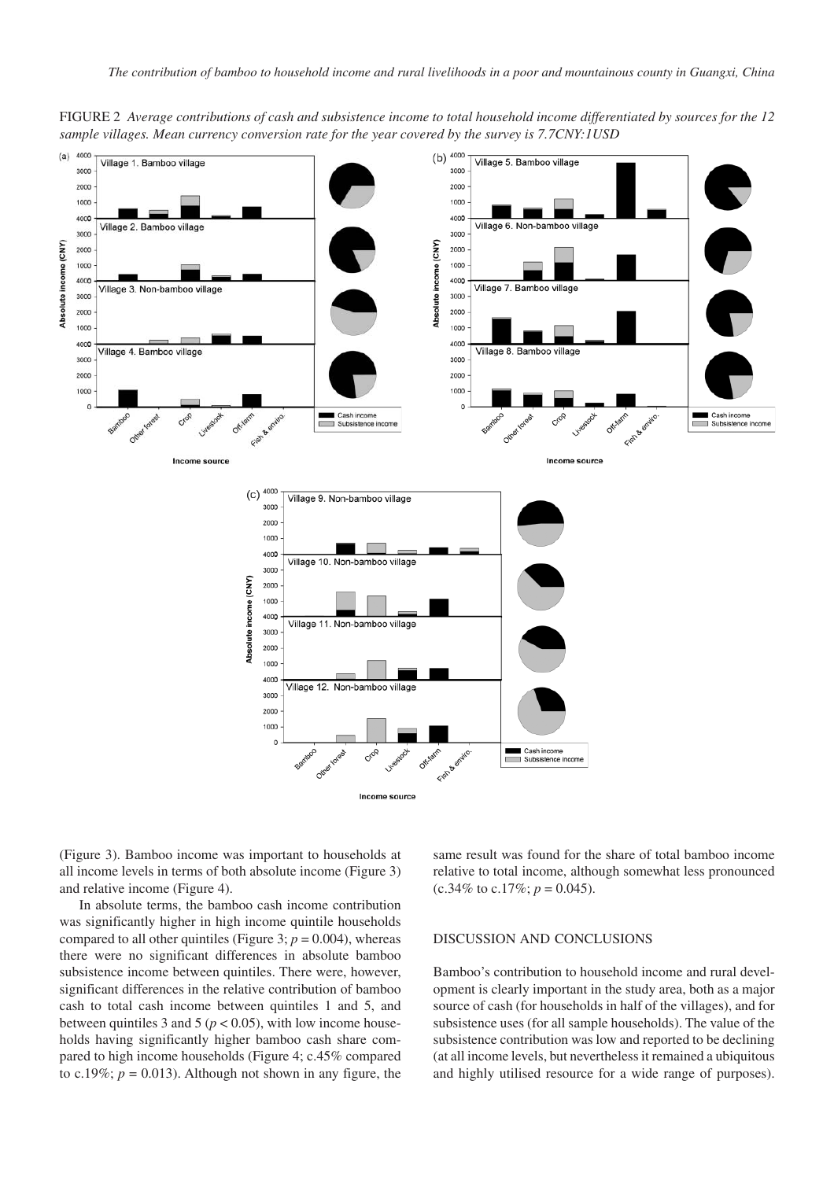FIGURE 2 *Average contributions of cash and subsistence income to total household income differentiated by sources for the 12 sample villages. Mean currency conversion rate for the year covered by the survey is 7.7CNY:1USD*

(Figure 3). Bamboo income was important to households at all income levels in terms of both absolute income (Figure 3) and relative income (Figure 4).

In absolute terms, the bamboo cash income contribution was significantly higher in high income quintile households compared to all other quintiles (Figure 3; $p = 0.004$), whereas there were no significant differences in absolute bamboo subsistence income between quintiles. There were, however, significant differences in the relative contribution of bamboo cash to total cash income between quintiles 1 and 5, and between quintiles 3 and 5 ($p < 0.05$), with low income households having significantly higher bamboo cash share compared to high income households (Figure 4; c.45% compared to c.19%; $p = 0.013$). Although not shown in any figure, the same result was found for the share of total bamboo income relative to total income, although somewhat less pronounced (c.34% to c.17%; $p = 0.045$).

## DISCUSSION AND CONCLUSIONS

Bamboo's contribution to household income and rural development is clearly important in the study area, both as a major source of cash (for households in half of the villages), and for subsistence uses (for all sample households). The value of the subsistence contribution was low and reported to be declining (at all income levels, but nevertheless it remained a ubiquitous and highly utilised resource for a wide range of purposes).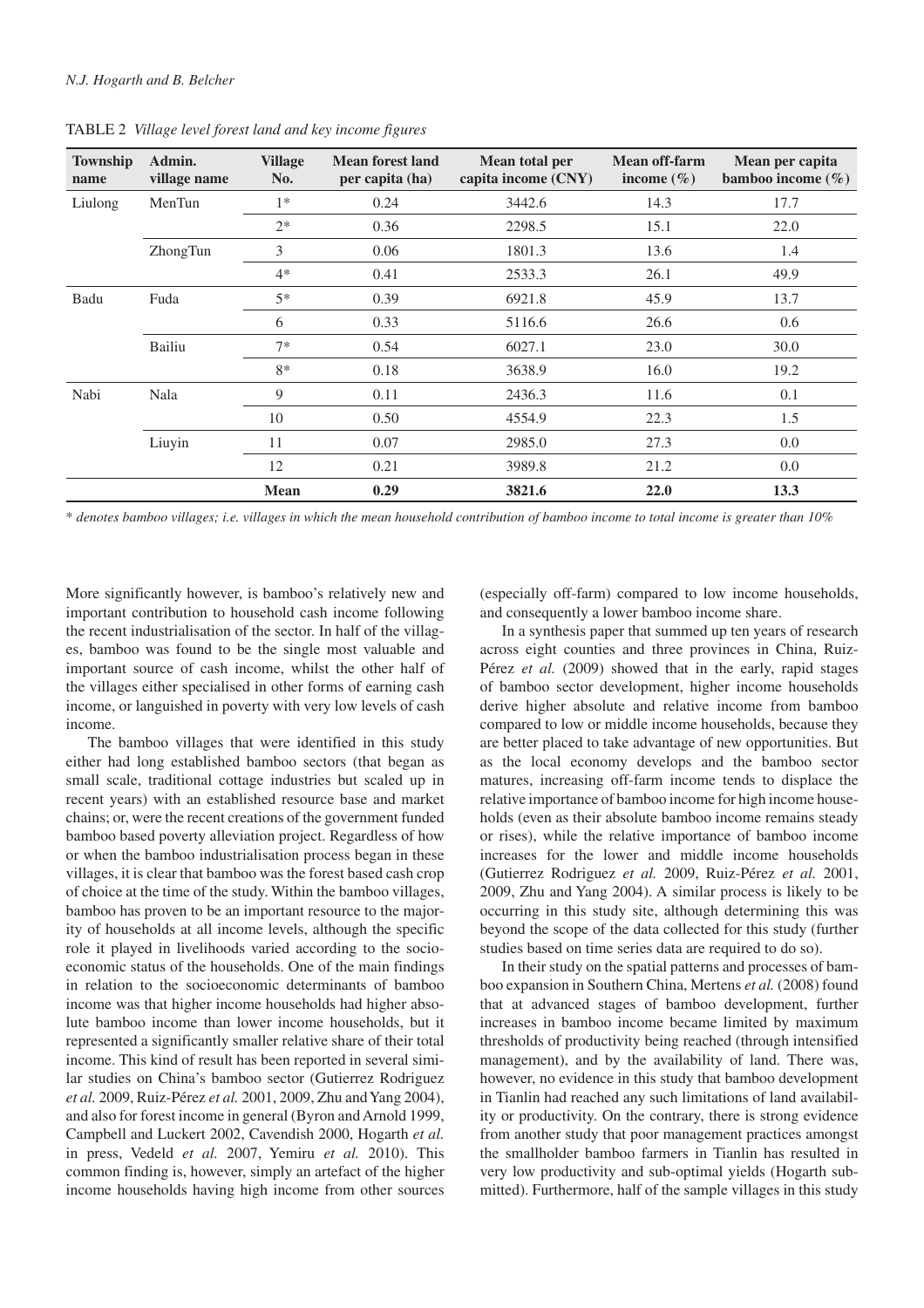TABLE 2 *Village level forest land and key income figures*

| Township name | Admin. village name | Village No. | Mean forest land per capita (ha) | Mean total per capita income (CNY) | Mean off-farm income (%) | Mean per capita bamboo income (%) |
|---|---|---|---|---|---|---|
| Liulong | MenTun | 1* | 0.24 | 3442.6 | 14.3 | 17.7 |
| | | 2* | 0.36 | 2298.5 | 15.1 | 22.0 |
| | ZhongTun | 3 | 0.06 | 1801.3 | 13.6 | 1.4 |
| | | 4* | 0.41 | 2533.3 | 26.1 | 49.9 |
| Badu | Fuda | 5* | 0.39 | 6921.8 | 45.9 | 13.7 |
| | | 6 | 0.33 | 5116.6 | 26.6 | 0.6 |
| | Bailiu | 7* | 0.54 | 6027.1 | 23.0 | 30.0 |
| | | 8* | 0.18 | 3638.9 | 16.0 | 19.2 |
| Nabi | Nala | 9 | 0.11 | 2436.3 | 11.6 | 0.1 |
| | | 10 | 0.50 | 4554.9 | 22.3 | 1.5 |
| | Liuyin | 11 | 0.07 | 2985.0 | 27.3 | 0.0 |
| | | 12 | 0.21 | 3989.8 | 21.2 | 0.0 |
| | | **Mean** | **0.29** | **3821.6** | **22.0** | **13.3** |

\* *denotes bamboo villages; i.e. villages in which the mean household contribution of bamboo income to total income is greater than 10%*

More significantly however, is bamboo's relatively new and important contribution to household cash income following the recent industrialisation of the sector. In half of the villages, bamboo was found to be the single most valuable and important source of cash income, whilst the other half of the villages either specialised in other forms of earning cash income, or languished in poverty with very low levels of cash income.

The bamboo villages that were identified in this study either had long established bamboo sectors (that began as small scale, traditional cottage industries but scaled up in recent years) with an established resource base and market chains; or, were the recent creations of the government funded bamboo based poverty alleviation project. Regardless of how or when the bamboo industrialisation process began in these villages, it is clear that bamboo was the forest based cash crop of choice at the time of the study. Within the bamboo villages, bamboo has proven to be an important resource to the majority of households at all income levels, although the specific role it played in livelihoods varied according to the socioeconomic status of the households. One of the main findings in relation to the socioeconomic determinants of bamboo income was that higher income households had higher absolute bamboo income than lower income households, but it represented a significantly smaller relative share of their total income. This kind of result has been reported in several similar studies on China's bamboo sector (Gutierrez Rodriguez *et al.* 2009, Ruiz-Pérez *et al.* 2001, 2009, Zhu and Yang 2004), and also for forest income in general (Byron and Arnold 1999, Campbell and Luckert 2002, Cavendish 2000, Hogarth *et al.* in press, Vedeld *et al.* 2007, Yemiru *et al.* 2010). This common finding is, however, simply an artefact of the higher income households having high income from other sources (especially off-farm) compared to low income households, and consequently a lower bamboo income share.

In a synthesis paper that summed up ten years of research across eight counties and three provinces in China, Ruiz-Pérez *et al.* (2009) showed that in the early, rapid stages of bamboo sector development, higher income households derive higher absolute and relative income from bamboo compared to low or middle income households, because they are better placed to take advantage of new opportunities. But as the local economy develops and the bamboo sector matures, increasing off-farm income tends to displace the relative importance of bamboo income for high income households (even as their absolute bamboo income remains steady or rises), while the relative importance of bamboo income increases for the lower and middle income households (Gutierrez Rodriguez *et al.* 2009, Ruiz-Pérez *et al.* 2001, 2009, Zhu and Yang 2004). A similar process is likely to be occurring in this study site, although determining this was beyond the scope of the data collected for this study (further studies based on time series data are required to do so).

In their study on the spatial patterns and processes of bamboo expansion in Southern China, Mertens *et al.* (2008) found that at advanced stages of bamboo development, further increases in bamboo income became limited by maximum thresholds of productivity being reached (through intensified management), and by the availability of land. There was, however, no evidence in this study that bamboo development in Tianlin had reached any such limitations of land availability or productivity. On the contrary, there is strong evidence from another study that poor management practices amongst the smallholder bamboo farmers in Tianlin has resulted in very low productivity and sub-optimal yields (Hogarth submitted). Furthermore, half of the sample villages in this study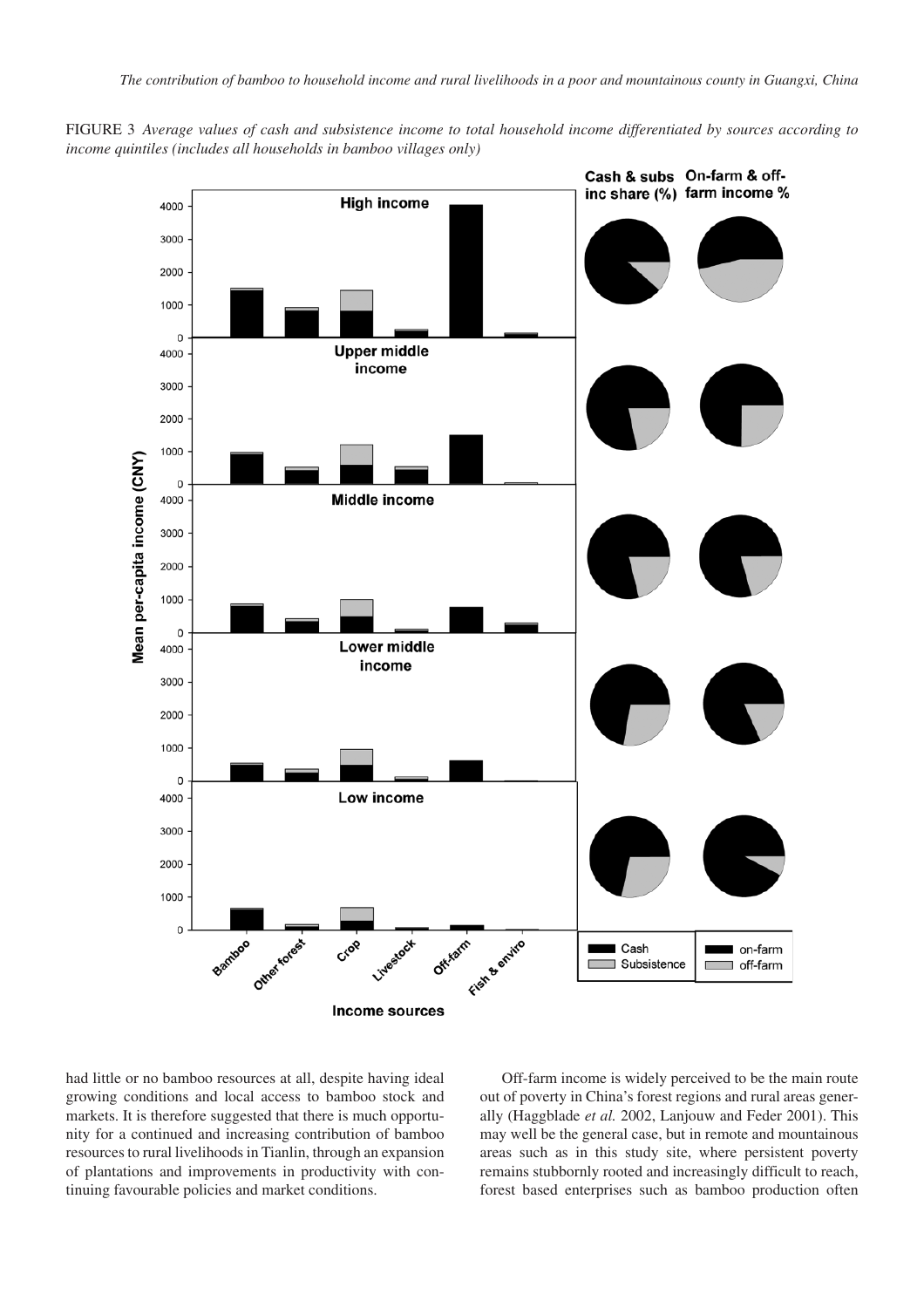FIGURE 3 *Average values of cash and subsistence income to total household income differentiated by sources according to income quintiles (includes all households in bamboo villages only)*

had little or no bamboo resources at all, despite having ideal growing conditions and local access to bamboo stock and markets. It is therefore suggested that there is much opportunity for a continued and increasing contribution of bamboo resources to rural livelihoods in Tianlin, through an expansion of plantations and improvements in productivity with continuing favourable policies and market conditions.

Off-farm income is widely perceived to be the main route out of poverty in China's forest regions and rural areas generally (Haggblade *et al.* 2002, Lanjouw and Feder 2001). This may well be the general case, but in remote and mountainous areas such as in this study site, where persistent poverty remains stubbornly rooted and increasingly difficult to reach, forest based enterprises such as bamboo production often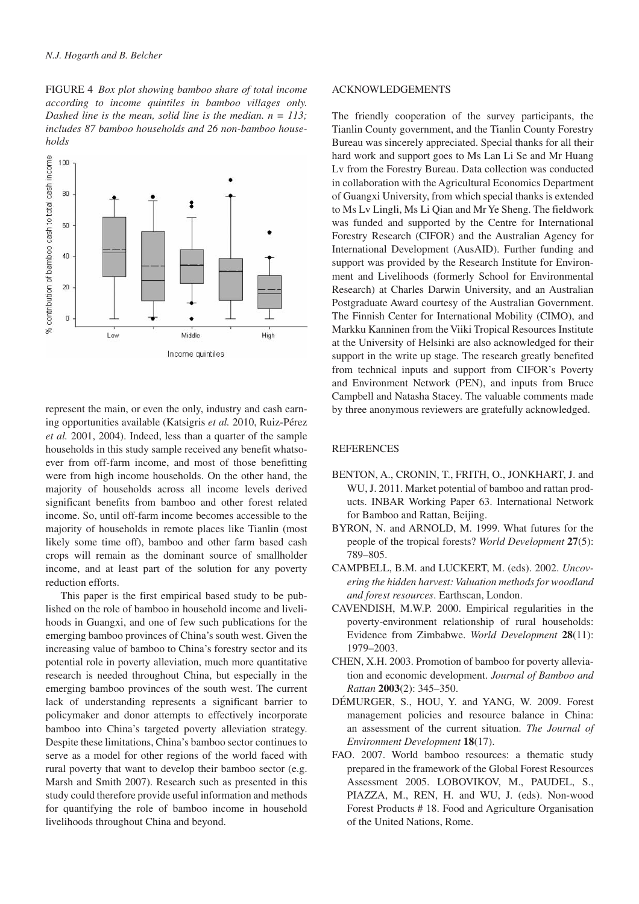FIGURE 4 *Box plot showing bamboo share of total income according to income quintiles in bamboo villages only. Dashed line is the mean, solid line is the median. n = 113; includes 87 bamboo households and 26 non-bamboo households*

represent the main, or even the only, industry and cash earning opportunities available (Katsigris *et al.* 2010, Ruiz-Pérez *et al.* 2001, 2004). Indeed, less than a quarter of the sample households in this study sample received any benefit whatsoever from off-farm income, and most of those benefitting were from high income households. On the other hand, the majority of households across all income levels derived significant benefits from bamboo and other forest related income. So, until off-farm income becomes accessible to the majority of households in remote places like Tianlin (most likely some time off), bamboo and other farm based cash crops will remain as the dominant source of smallholder income, and at least part of the solution for any poverty reduction efforts.

This paper is the first empirical based study to be published on the role of bamboo in household income and livelihoods in Guangxi, and one of few such publications for the emerging bamboo provinces of China's south west. Given the increasing value of bamboo to China's forestry sector and its potential role in poverty alleviation, much more quantitative research is needed throughout China, but especially in the emerging bamboo provinces of the south west. The current lack of understanding represents a significant barrier to policymaker and donor attempts to effectively incorporate bamboo into China's targeted poverty alleviation strategy. Despite these limitations, China's bamboo sector continues to serve as a model for other regions of the world faced with rural poverty that want to develop their bamboo sector (e.g. Marsh and Smith 2007). Research such as presented in this study could therefore provide useful information and methods for quantifying the role of bamboo income in household livelihoods throughout China and beyond.

## ACKNOWLEDGEMENTS

The friendly cooperation of the survey participants, the Tianlin County government, and the Tianlin County Forestry Bureau was sincerely appreciated. Special thanks for all their hard work and support goes to Ms Lan Li Se and Mr Huang Lv from the Forestry Bureau. Data collection was conducted in collaboration with the Agricultural Economics Department of Guangxi University, from which special thanks is extended to Ms Lv Lingli, Ms Li Qian and Mr Ye Sheng. The fieldwork was funded and supported by the Centre for International Forestry Research (CIFOR) and the Australian Agency for International Development (AusAID). Further funding and support was provided by the Research Institute for Environment and Livelihoods (formerly School for Environmental Research) at Charles Darwin University, and an Australian Postgraduate Award courtesy of the Australian Government. The Finnish Center for International Mobility (CIMO), and Markku Kanninen from the Viiki Tropical Resources Institute at the University of Helsinki are also acknowledged for their support in the write up stage. The research greatly benefited from technical inputs and support from CIFOR's Poverty and Environment Network (PEN), and inputs from Bruce Campbell and Natasha Stacey. The valuable comments made by three anonymous reviewers are gratefully acknowledged.

## REFERENCES

BENTON, A., CRONIN, T., FRITH, O., JONKHART, J. and WU, J. 2011. Market potential of bamboo and rattan products. INBAR Working Paper 63. International Network for Bamboo and Rattan, Beijing.

BYRON, N. and ARNOLD, M. 1999. What futures for the people of the tropical forests? *World Development* **27**(5): 789–805.

CAMPBELL, B.M. and LUCKERT, M. (eds). 2002. *Uncovering the hidden harvest: Valuation methods for woodland and forest resources*. Earthscan, London.

CAVENDISH, M.W.P. 2000. Empirical regularities in the poverty-environment relationship of rural households: Evidence from Zimbabwe. *World Development* **28**(11): 1979–2003.

CHEN, X.H. 2003. Promotion of bamboo for poverty alleviation and economic development. *Journal of Bamboo and Rattan* **2003**(2): 345–350.

DÉMURGER, S., HOU, Y. and YANG, W. 2009. Forest management policies and resource balance in China: an assessment of the current situation. *The Journal of Environment Development* **18**(17).

FAO. 2007. World bamboo resources: a thematic study prepared in the framework of the Global Forest Resources Assessment 2005. LOBOVIKOV, M., PAUDEL, S., PIAZZA, M., REN, H. and WU, J. (eds). Non-wood Forest Products # 18. Food and Agriculture Organisation of the United Nations, Rome.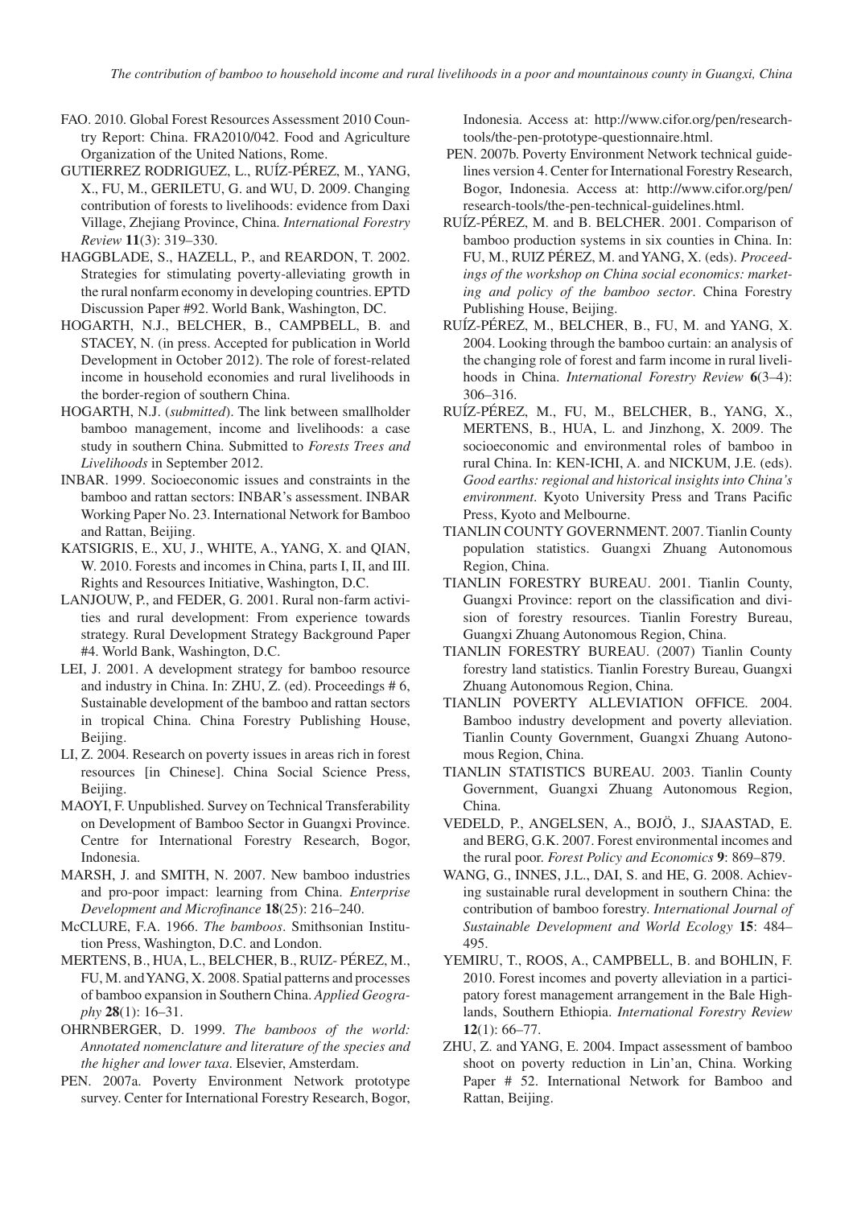FAO. 2010. Global Forest Resources Assessment 2010 Country Report: China. FRA2010/042. Food and Agriculture Organization of the United Nations, Rome.

GUTIERREZ RODRIGUEZ, L., RUÍZ-PÉREZ, M., YANG, X., FU, M., GERILETU, G. and WU, D. 2009. Changing contribution of forests to livelihoods: evidence from Daxi Village, Zhejiang Province, China. *International Forestry Review* **11**(3): 319–330.

HAGGBLADE, S., HAZELL, P., and REARDON, T. 2002. Strategies for stimulating poverty-alleviating growth in the rural nonfarm economy in developing countries. EPTD Discussion Paper #92. World Bank, Washington, DC.

HOGARTH, N.J., BELCHER, B., CAMPBELL, B. and STACEY, N. (in press. Accepted for publication in World Development in October 2012). The role of forest-related income in household economies and rural livelihoods in the border-region of southern China.

HOGARTH, N.J. (*submitted*). The link between smallholder bamboo management, income and livelihoods: a case study in southern China. Submitted to *Forests Trees and Livelihoods* in September 2012.

INBAR. 1999. Socioeconomic issues and constraints in the bamboo and rattan sectors: INBAR's assessment. INBAR Working Paper No. 23. International Network for Bamboo and Rattan, Beijing.

KATSIGRIS, E., XU, J., WHITE, A., YANG, X. and QIAN, W. 2010. Forests and incomes in China, parts I, II, and III. Rights and Resources Initiative, Washington, D.C.

LANJOUW, P., and FEDER, G. 2001. Rural non-farm activities and rural development: From experience towards strategy. Rural Development Strategy Background Paper #4. World Bank, Washington, D.C.

LEI, J. 2001. A development strategy for bamboo resource and industry in China. In: ZHU, Z. (ed). Proceedings # 6, Sustainable development of the bamboo and rattan sectors in tropical China. China Forestry Publishing House, Beijing.

LI, Z. 2004. Research on poverty issues in areas rich in forest resources [in Chinese]. China Social Science Press, Beijing.

MAOYI, F. Unpublished. Survey on Technical Transferability on Development of Bamboo Sector in Guangxi Province. Centre for International Forestry Research, Bogor, Indonesia.

MARSH, J. and SMITH, N. 2007. New bamboo industries and pro-poor impact: learning from China. *Enterprise Development and Microfinance* **18**(25): 216–240.

McCLURE, F.A. 1966. *The bamboos*. Smithsonian Institution Press, Washington, D.C. and London.

MERTENS, B., HUA, L., BELCHER, B., RUIZ- PÉREZ, M., FU, M. and YANG, X. 2008. Spatial patterns and processes of bamboo expansion in Southern China. *Applied Geography* **28**(1): 16–31.

OHRNBERGER, D. 1999. *The bamboos of the world: Annotated nomenclature and literature of the species and the higher and lower taxa*. Elsevier, Amsterdam.

PEN. 2007a. Poverty Environment Network prototype survey. Center for International Forestry Research, Bogor, Indonesia. Access at: http://www.cifor.org/pen/research-tools/the-pen-prototype-questionnaire.html.

PEN. 2007b. Poverty Environment Network technical guidelines version 4. Center for International Forestry Research, Bogor, Indonesia. Access at: http://www.cifor.org/pen/research-tools/the-pen-technical-guidelines.html.

RUÍZ-PÉREZ, M. and B. BELCHER. 2001. Comparison of bamboo production systems in six counties in China. In: FU, M., RUIZ PÉREZ, M. and YANG, X. (eds). *Proceedings of the workshop on China social economics: marketing and policy of the bamboo sector*. China Forestry Publishing House, Beijing.

RUÍZ-PÉREZ, M., BELCHER, B., FU, M. and YANG, X. 2004. Looking through the bamboo curtain: an analysis of the changing role of forest and farm income in rural livelihoods in China. *International Forestry Review* **6**(3–4): 306–316.

RUÍZ-PÉREZ, M., FU, M., BELCHER, B., YANG, X., MERTENS, B., HUA, L. and Jinzhong, X. 2009. The socioeconomic and environmental roles of bamboo in rural China. In: KEN-ICHI, A. and NICKUM, J.E. (eds). *Good earths: regional and historical insights into China's environment*. Kyoto University Press and Trans Pacific Press, Kyoto and Melbourne.

TIANLIN COUNTY GOVERNMENT. 2007. Tianlin County population statistics. Guangxi Zhuang Autonomous Region, China.

TIANLIN FORESTRY BUREAU. 2001. Tianlin County, Guangxi Province: report on the classification and division of forestry resources. Tianlin Forestry Bureau, Guangxi Zhuang Autonomous Region, China.

TIANLIN FORESTRY BUREAU. (2007) Tianlin County forestry land statistics. Tianlin Forestry Bureau, Guangxi Zhuang Autonomous Region, China.

TIANLIN POVERTY ALLEVIATION OFFICE. 2004. Bamboo industry development and poverty alleviation. Tianlin County Government, Guangxi Zhuang Autonomous Region, China.

TIANLIN STATISTICS BUREAU. 2003. Tianlin County Government, Guangxi Zhuang Autonomous Region, China.

VEDELD, P., ANGELSEN, A., BOJÖ, J., SJAASTAD, E. and BERG, G.K. 2007. Forest environmental incomes and the rural poor. *Forest Policy and Economics* **9**: 869–879.

WANG, G., INNES, J.L., DAI, S. and HE, G. 2008. Achieving sustainable rural development in southern China: the contribution of bamboo forestry. *International Journal of Sustainable Development and World Ecology* **15**: 484–495.

YEMIRU, T., ROOS, A., CAMPBELL, B. and BOHLIN, F. 2010. Forest incomes and poverty alleviation in a participatory forest management arrangement in the Bale Highlands, Southern Ethiopia. *International Forestry Review* **12**(1): 66–77.

ZHU, Z. and YANG, E. 2004. Impact assessment of bamboo shoot on poverty reduction in Lin'an, China. Working Paper # 52. International Network for Bamboo and Rattan, Beijing.